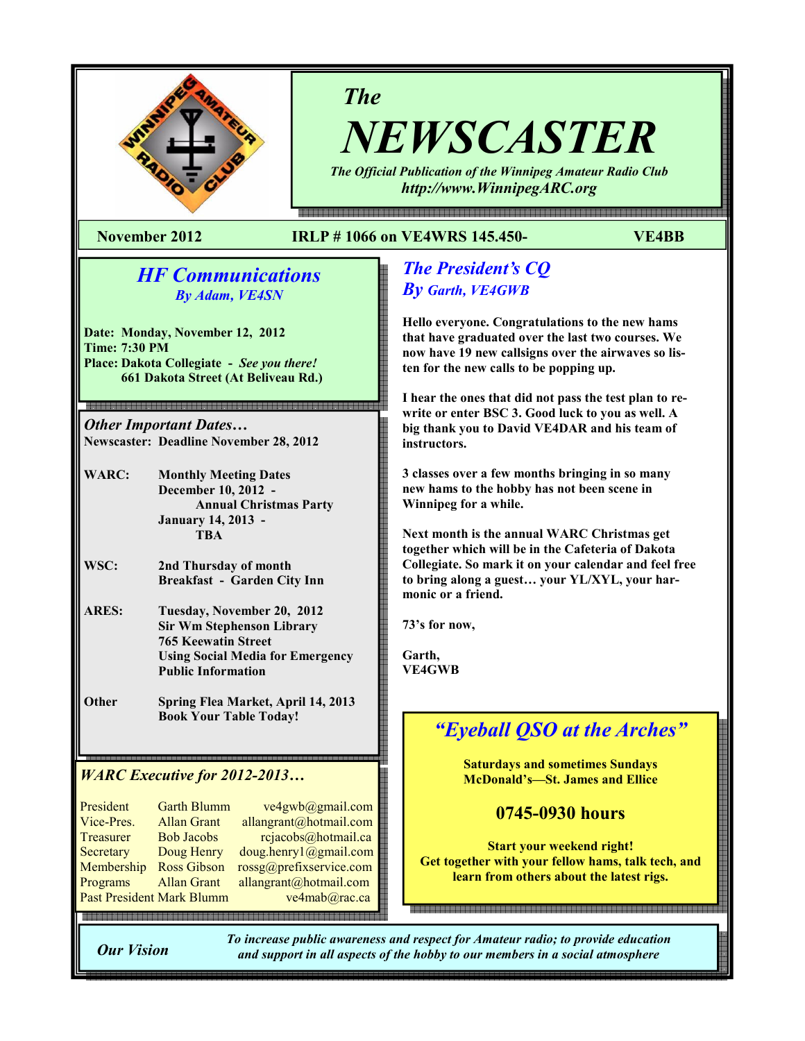# The NEWSCASTER

*The Official Publication of the Winnipeg Amateur Radio Club*
*http://www.WinnipegARC.org*

**November 2012** **IRLP # 1066 on VE4WRS 145.450-** **VE4BB**

## *HF Communications*
### *By Adam, VE4SN*

**Date: Monday, November 12, 2012**
**Time: 7:30 PM**
**Place: Dakota Collegiate - *See you there!***
**661 Dakota Street (At Beliveau Rd.)**

### *Other Important Dates…*

**Newscaster: Deadline November 28, 2012**

**WARC:** **Monthly Meeting Dates**
**December 10, 2012 - Annual Christmas Party**
**January 14, 2013 - TBA**

**WSC:** **2nd Thursday of month**
**Breakfast - Garden City Inn**

**ARES:** **Tuesday, November 20, 2012**
**Sir Wm Stephenson Library**
**765 Keewatin Street**
**Using Social Media for Emergency Public Information**

**Other** **Spring Flea Market, April 14, 2013**
**Book Your Table Today!**

### *WARC Executive for 2012-2013…*

| | | |
|---|---|---|
| President | Garth Blumm | ve4gwb@gmail.com |
| Vice-Pres. | Allan Grant | allangrant@hotmail.com |
| Treasurer | Bob Jacobs | rcjacobs@hotmail.ca |
| Secretary | Doug Henry | doug.henry1@gmail.com |
| Membership | Ross Gibson | rossg@prefixservice.com |
| Programs | Allan Grant | allangrant@hotmail.com |
| Past President | Mark Blumm | ve4mab@rac.ca |

## *The President's CQ*
### *By Garth, VE4GWB*

**Hello everyone. Congratulations to the new hams that have graduated over the last two courses. We now have 19 new callsigns over the airwaves so listen for the new calls to be popping up.**

**I hear the ones that did not pass the test plan to rewrite or enter BSC 3. Good luck to you as well. A big thank you to David VE4DAR and his team of instructors.**

**3 classes over a few months bringing in so many new hams to the hobby has not been scene in Winnipeg for a while.**

**Next month is the annual WARC Christmas get together which will be in the Cafeteria of Dakota Collegiate. So mark it on your calendar and feel free to bring along a guest… your YL/XYL, your harmonic or a friend.**

**73's for now,**

**Garth,**
**VE4GWB**

## *"Eyeball QSO at the Arches"*

**Saturdays and sometimes Sundays**
**McDonald's—St. James and Ellice**

**0745-0930 hours**

**Start your weekend right!**
**Get together with your fellow hams, talk tech, and learn from others about the latest rigs.**

***Our Vision*** *To increase public awareness and respect for Amateur radio; to provide education and support in all aspects of the hobby to our members in a social atmosphere*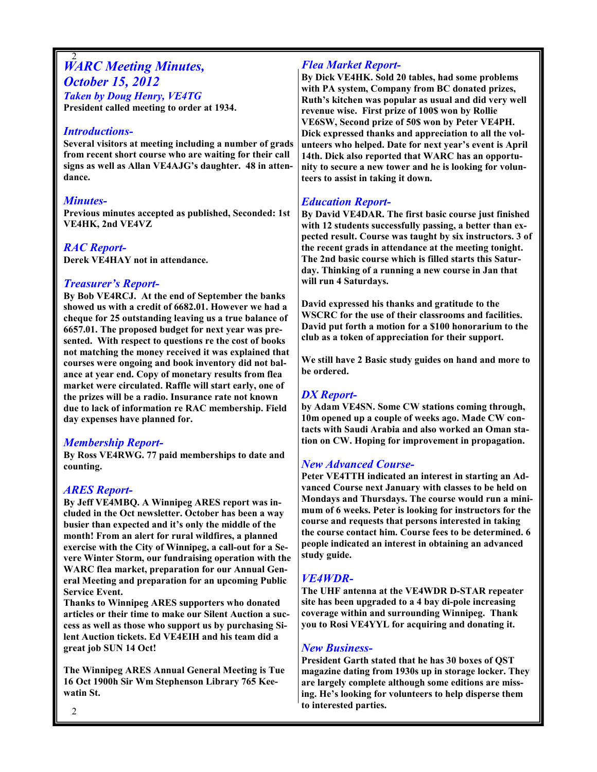## *WARC Meeting Minutes, October 15, 2012*

### *Taken by Doug Henry, VE4TG*

**President called meeting to order at 1934.**

### *Introductions-*

**Several visitors at meeting including a number of grads from recent short course who are waiting for their call signs as well as Allan VE4AJG's daughter. 48 in attendance.**

### *Minutes-*

**Previous minutes accepted as published, Seconded: 1st VE4HK, 2nd VE4VZ**

### *RAC Report-*

**Derek VE4HAY not in attendance.**

### *Treasurer's Report-*

**By Bob VE4RCJ. At the end of September the banks showed us with a credit of 6682.01. However we had a cheque for 25 outstanding leaving us a true balance of 6657.01. The proposed budget for next year was presented. With respect to questions re the cost of books not matching the money received it was explained that courses were ongoing and book inventory did not balance at year end. Copy of monetary results from flea market were circulated. Raffle will start early, one of the prizes will be a radio. Insurance rate not known due to lack of information re RAC membership. Field day expenses have planned for.**

### *Membership Report-*

**By Ross VE4RWG. 77 paid memberships to date and counting.**

### *ARES Report-*

**By Jeff VE4MBQ. A Winnipeg ARES report was included in the Oct newsletter. October has been a way busier than expected and it's only the middle of the month! From an alert for rural wildfires, a planned exercise with the City of Winnipeg, a call-out for a Severe Winter Storm, our fundraising operation with the WARC flea market, preparation for our Annual General Meeting and preparation for an upcoming Public Service Event.**

**Thanks to Winnipeg ARES supporters who donated articles or their time to make our Silent Auction a success as well as those who support us by purchasing Silent Auction tickets. Ed VE4EIH and his team did a great job SUN 14 Oct!**

**The Winnipeg ARES Annual General Meeting is Tue 16 Oct 1900h Sir Wm Stephenson Library 765 Keewatin St.**

### *Flea Market Report-*

**By Dick VE4HK. Sold 20 tables, had some problems with PA system, Company from BC donated prizes, Ruth's kitchen was popular as usual and did very well revenue wise. First prize of 100$ won by Rollie VE6SW, Second prize of 50$ won by Peter VE4PH. Dick expressed thanks and appreciation to all the volunteers who helped. Date for next year's event is April 14th. Dick also reported that WARC has an opportunity to secure a new tower and he is looking for volunteers to assist in taking it down.**

### *Education Report-*

**By David VE4DAR. The first basic course just finished with 12 students successfully passing, a better than expected result. Course was taught by six instructors. 3 of the recent grads in attendance at the meeting tonight. The 2nd basic course which is filled starts this Saturday. Thinking of a running a new course in Jan that will run 4 Saturdays.**

**David expressed his thanks and gratitude to the WSCRC for the use of their classrooms and facilities. David put forth a motion for a $100 honorarium to the club as a token of appreciation for their support.**

**We still have 2 Basic study guides on hand and more to be ordered.**

### *DX Report-*

**by Adam VE4SN. Some CW stations coming through, 10m opened up a couple of weeks ago. Made CW contacts with Saudi Arabia and also worked an Oman station on CW. Hoping for improvement in propagation.**

### *New Advanced Course-*

**Peter VE4TTH indicated an interest in starting an Advanced Course next January with classes to be held on Mondays and Thursdays. The course would run a minimum of 6 weeks. Peter is looking for instructors for the course and requests that persons interested in taking the course contact him. Course fees to be determined. 6 people indicated an interest in obtaining an advanced study guide.**

### *VE4WDR-*

**The UHF antenna at the VE4WDR D-STAR repeater site has been upgraded to a 4 bay di-pole increasing coverage within and surrounding Winnipeg. Thank you to Rosi VE4YYL for acquiring and donating it.**

### *New Business-*

**President Garth stated that he has 30 boxes of QST magazine dating from 1930s up in storage locker. They are largely complete although some editions are missing. He's looking for volunteers to help disperse them to interested parties.**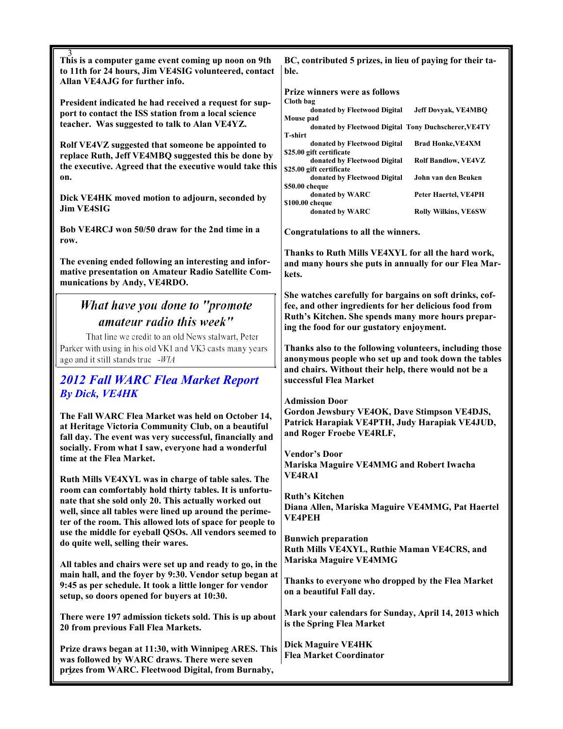**This is a computer game event coming up noon on 9th to 11th for 24 hours, Jim VE4SIG volunteered, contact Allan VE4AJG for further info.**

**President indicated he had received a request for support to contact the ISS station from a local science teacher. Was suggested to talk to Alan VE4YZ.**

**Rolf VE4VZ suggested that someone be appointed to replace Ruth, Jeff VE4MBQ suggested this be done by the executive. Agreed that the executive would take this on.**

**Dick VE4HK moved motion to adjourn, seconded by Jim VE4SIG**

**Bob VE4RCJ won 50/50 draw for the 2nd time in a row.**

**The evening ended following an interesting and informative presentation on Amateur Radio Satellite Communications by Andy, VE4RDO.**

> *What have you done to "promote amateur radio this week"*
>
> That line we credit to an old News stalwart, Peter Parker with using in his old VK1 and VK3 casts many years ago and it still stands true -*WIA*

## *2012 Fall WARC Flea Market Report*
### *By Dick, VE4HK*

**The Fall WARC Flea Market was held on October 14, at Heritage Victoria Community Club, on a beautiful fall day. The event was very successful, financially and socially. From what I saw, everyone had a wonderful time at the Flea Market.**

**Ruth Mills VE4XYL was in charge of table sales. The room can comfortably hold thirty tables. It is unfortunate that she sold only 20. This actually worked out well, since all tables were lined up around the perimeter of the room. This allowed lots of space for people to use the middle for eyeball QSOs. All vendors seemed to do quite well, selling their wares.**

**All tables and chairs were set up and ready to go, in the main hall, and the foyer by 9:30. Vendor setup began at 9:45 as per schedule. It took a little longer for vendor setup, so doors opened for buyers at 10:30.**

**There were 197 admission tickets sold. This is up about 20 from previous Fall Flea Markets.**

**Prize draws began at 11:30, with Winnipeg ARES. This was followed by WARC draws. There were seven prizes from WARC. Fleetwood Digital, from Burnaby, BC, contributed 5 prizes, in lieu of paying for their table.**

**Prize winners were as follows**

| Prize | Donated by | Winner |
|---|---|---|
| Cloth bag | donated by Fleetwood Digital | Jeff Dovyak, VE4MBQ |
| Mouse pad | donated by Fleetwood Digital | Tony Duchscherer,VE4TY |
| T-shirt | donated by Fleetwood Digital | Brad Honke,VE4XM |
| $25.00 gift certificate | donated by Fleetwood Digital | Rolf Bandlow, VE4VZ |
| $25.00 gift certificate | donated by Fleetwood Digital | John van den Beuken |
| $50.00 cheque | donated by WARC | Peter Haertel, VE4PH |
| $100.00 cheque | donated by WARC | Rolly Wilkins, VE6SW |

**Congratulations to all the winners.**

**Thanks to Ruth Mills VE4XYL for all the hard work, and many hours she puts in annually for our Flea Markets.**

**She watches carefully for bargains on soft drinks, coffee, and other ingredients for her delicious food from Ruth's Kitchen. She spends many more hours preparing the food for our gustatory enjoyment.**

**Thanks also to the following volunteers, including those anonymous people who set up and took down the tables and chairs. Without their help, there would not be a successful Flea Market**

**Admission Door**
**Gordon Jewsbury VE4OK, Dave Stimpson VE4DJS, Patrick Harapiak VE4PTH, Judy Harapiak VE4JUD, and Roger Froebe VE4RLF,**

**Vendor's Door**
**Mariska Maguire VE4MMG and Robert Iwacha VE4RAI**

**Ruth's Kitchen**
**Diana Allen, Mariska Maguire VE4MMG, Pat Haertel VE4PEH**

**Bunwich preparation**
**Ruth Mills VE4XYL, Ruthie Maman VE4CRS, and Mariska Maguire VE4MMG**

**Thanks to everyone who dropped by the Flea Market on a beautiful Fall day.**

**Mark your calendars for Sunday, April 14, 2013 which is the Spring Flea Market**

**Dick Maguire VE4HK**
**Flea Market Coordinator**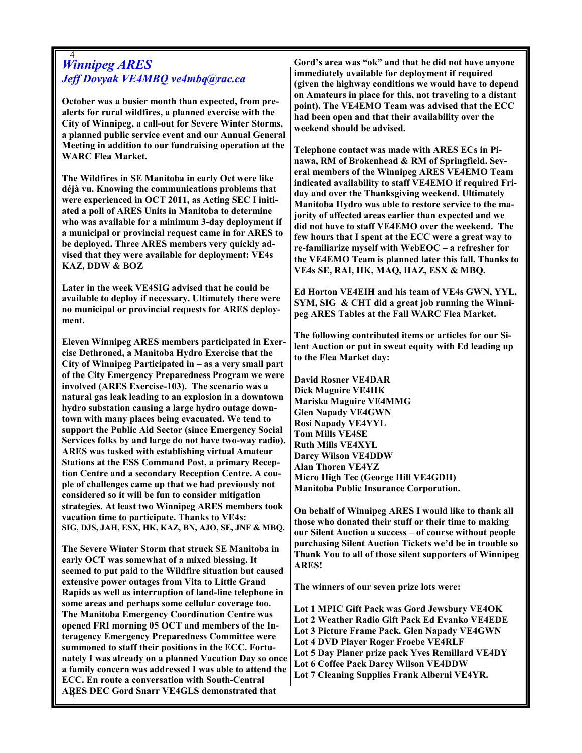## *Winnipeg ARES*

### *Jeff Dovyak VE4MBQ ve4mbq@rac.ca*

**October was a busier month than expected, from pre-alerts for rural wildfires, a planned exercise with the City of Winnipeg, a call-out for Severe Winter Storms, a planned public service event and our Annual General Meeting in addition to our fundraising operation at the WARC Flea Market.**

**The Wildfires in SE Manitoba in early Oct were like déjà vu. Knowing the communications problems that were experienced in OCT 2011, as Acting SEC I initiated a poll of ARES Units in Manitoba to determine who was available for a minimum 3-day deployment if a municipal or provincial request came in for ARES to be deployed. Three ARES members very quickly advised that they were available for deployment: VE4s KAZ, DDW & BOZ**

**Later in the week VE4SIG advised that he could be available to deploy if necessary. Ultimately there were no municipal or provincial requests for ARES deployment.**

**Eleven Winnipeg ARES members participated in Exercise Dethroned, a Manitoba Hydro Exercise that the City of Winnipeg Participated in – as a very small part of the City Emergency Preparedness Program we were involved (ARES Exercise-103). The scenario was a natural gas leak leading to an explosion in a downtown hydro substation causing a large hydro outage downtown with many places being evacuated. We tend to support the Public Aid Sector (since Emergency Social Services folks by and large do not have two-way radio). ARES was tasked with establishing virtual Amateur Stations at the ESS Command Post, a primary Reception Centre and a secondary Reception Centre. A couple of challenges came up that we had previously not considered so it will be fun to consider mitigation strategies. At least two Winnipeg ARES members took vacation time to participate. Thanks to VE4s: SIG, DJS, JAH, ESX, HK, KAZ, BN, AJO, SE, JNF & MBQ.**

**The Severe Winter Storm that struck SE Manitoba in early OCT was somewhat of a mixed blessing. It seemed to put paid to the Wildfire situation but caused extensive power outages from Vita to Little Grand Rapids as well as interruption of land-line telephone in some areas and perhaps some cellular coverage too. The Manitoba Emergency Coordination Centre was opened FRI morning 05 OCT and members of the Interagency Emergency Preparedness Committee were summoned to staff their positions in the ECC. Fortunately I was already on a planned Vacation Day so once a family concern was addressed I was able to attend the ECC. En route a conversation with South-Central ARES DEC Gord Snarr VE4GLS demonstrated that Gord's area was "ok" and that he did not have anyone immediately available for deployment if required (given the highway conditions we would have to depend on Amateurs in place for this, not traveling to a distant point). The VE4EMO Team was advised that the ECC had been open and that their availability over the weekend should be advised.**

**Telephone contact was made with ARES ECs in Pinawa, RM of Brokenhead & RM of Springfield. Several members of the Winnipeg ARES VE4EMO Team indicated availability to staff VE4EMO if required Friday and over the Thanksgiving weekend. Ultimately Manitoba Hydro was able to restore service to the majority of affected areas earlier than expected and we did not have to staff VE4EMO over the weekend. The few hours that I spent at the ECC were a great way to re-familiarize myself with WebEOC – a refresher for the VE4EMO Team is planned later this fall. Thanks to VE4s SE, RAI, HK, MAQ, HAZ, ESX & MBQ.**

**Ed Horton VE4EIH and his team of VE4s GWN, YYL, SYM, SIG & CHT did a great job running the Winnipeg ARES Tables at the Fall WARC Flea Market.**

**The following contributed items or articles for our Silent Auction or put in sweat equity with Ed leading up to the Flea Market day:**

**David Rosner VE4DAR**
**Dick Maguire VE4HK**
**Mariska Maguire VE4MMG**
**Glen Napady VE4GWN**
**Rosi Napady VE4YYL**
**Tom Mills VE4SE**
**Ruth Mills VE4XYL**
**Darcy Wilson VE4DDW**
**Alan Thoren VE4YZ**
**Micro High Tec (George Hill VE4GDH)**
**Manitoba Public Insurance Corporation.**

**On behalf of Winnipeg ARES I would like to thank all those who donated their stuff or their time to making our Silent Auction a success – of course without people purchasing Silent Auction Tickets we'd be in trouble so Thank You to all of those silent supporters of Winnipeg ARES!**

**The winners of our seven prize lots were:**

**Lot 1 MPIC Gift Pack was Gord Jewsbury VE4OK**
**Lot 2 Weather Radio Gift Pack Ed Evanko VE4EDE**
**Lot 3 Picture Frame Pack. Glen Napady VE4GWN**
**Lot 4 DVD Player Roger Froebe VE4RLF**
**Lot 5 Day Planer prize pack Yves Remillard VE4DY**
**Lot 6 Coffee Pack Darcy Wilson VE4DDW**
**Lot 7 Cleaning Supplies Frank Alberni VE4YR.**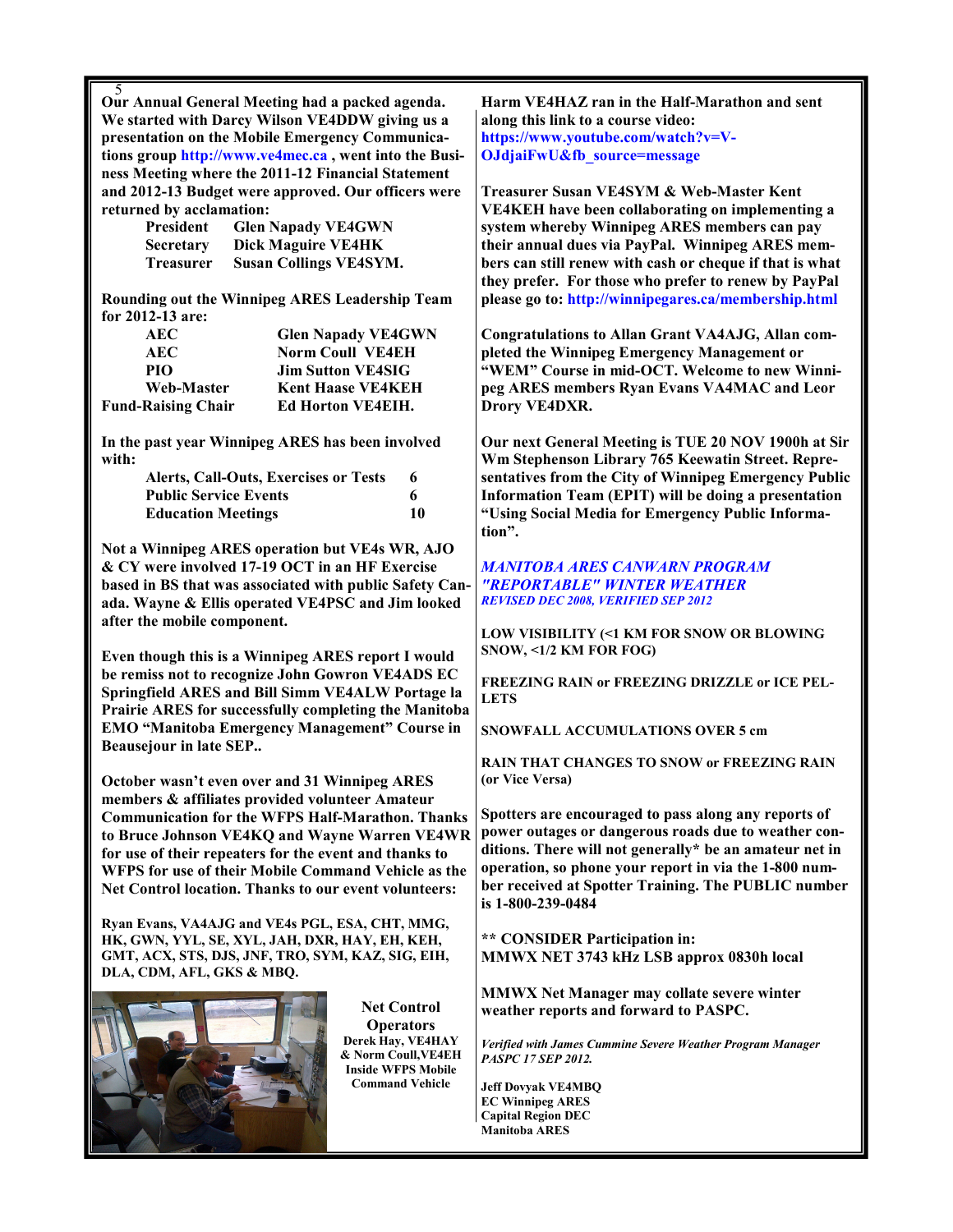**Our Annual General Meeting had a packed agenda. We started with Darcy Wilson VE4DDW giving us a presentation on the Mobile Emergency Communications group http://www.ve4mec.ca , went into the Business Meeting where the 2011-12 Financial Statement and 2012-13 Budget were approved. Our officers were returned by acclamation:**

| | |
|---|---|
| **President** | **Glen Napady VE4GWN** |
| **Secretary** | **Dick Maguire VE4HK** |
| **Treasurer** | **Susan Collings VE4SYM.** |

**Rounding out the Winnipeg ARES Leadership Team for 2012-13 are:**

| | |
|---|---|
| **AEC** | **Glen Napady VE4GWN** |
| **AEC** | **Norm Coull VE4EH** |
| **PIO** | **Jim Sutton VE4SIG** |
| **Web-Master** | **Kent Haase VE4KEH** |
| **Fund-Raising Chair** | **Ed Horton VE4EIH.** |

**In the past year Winnipeg ARES has been involved with:**

| | |
|---|---|
| **Alerts, Call-Outs, Exercises or Tests** | **6** |
| **Public Service Events** | **6** |
| **Education Meetings** | **10** |

**Not a Winnipeg ARES operation but VE4s WR, AJO & CY were involved 17-19 OCT in an HF Exercise based in BS that was associated with public Safety Canada. Wayne & Ellis operated VE4PSC and Jim looked after the mobile component.**

**Even though this is a Winnipeg ARES report I would be remiss not to recognize John Gowron VE4ADS EC Springfield ARES and Bill Simm VE4ALW Portage la Prairie ARES for successfully completing the Manitoba EMO "Manitoba Emergency Management" Course in Beausejour in late SEP..**

**October wasn't even over and 31 Winnipeg ARES members & affiliates provided volunteer Amateur Communication for the WFPS Half-Marathon. Thanks to Bruce Johnson VE4KQ and Wayne Warren VE4WR for use of their repeaters for the event and thanks to WFPS for use of their Mobile Command Vehicle as the Net Control location. Thanks to our event volunteers:**

**Ryan Evans, VA4AJG and VE4s PGL, ESA, CHT, MMG, HK, GWN, YYL, SE, XYL, JAH, DXR, HAY, EH, KEH, GMT, ACX, STS, DJS, JNF, TRO, SYM, KAZ, SIG, EIH, DLA, CDM, AFL, GKS & MBQ.**

**Net Control Operators**
**Derek Hay, VE4HAY & Norm Coull,VE4EH Inside WFPS Mobile Command Vehicle**

**Harm VE4HAZ ran in the Half-Marathon and sent along this link to a course video: https://www.youtube.com/watch?v=V-OJdjaiFwU&fb_source=message**

**Treasurer Susan VE4SYM & Web-Master Kent VE4KEH have been collaborating on implementing a system whereby Winnipeg ARES members can pay their annual dues via PayPal. Winnipeg ARES members can still renew with cash or cheque if that is what they prefer. For those who prefer to renew by PayPal please go to: http://winnipegares.ca/membership.html**

**Congratulations to Allan Grant VA4AJG, Allan completed the Winnipeg Emergency Management or "WEM" Course in mid-OCT. Welcome to new Winnipeg ARES members Ryan Evans VA4MAC and Leor Drory VE4DXR.**

**Our next General Meeting is TUE 20 NOV 1900h at Sir Wm Stephenson Library 765 Keewatin Street. Representatives from the City of Winnipeg Emergency Public Information Team (EPIT) will be doing a presentation "Using Social Media for Emergency Public Information".**

***MANITOBA ARES CANWARN PROGRAM***
***"REPORTABLE" WINTER WEATHER***
***REVISED DEC 2008, VERIFIED SEP 2012***

**LOW VISIBILITY (<1 KM FOR SNOW OR BLOWING SNOW, <1/2 KM FOR FOG)**

**FREEZING RAIN or FREEZING DRIZZLE or ICE PELLETS**

**SNOWFALL ACCUMULATIONS OVER 5 cm**

**RAIN THAT CHANGES TO SNOW or FREEZING RAIN (or Vice Versa)**

**Spotters are encouraged to pass along any reports of power outages or dangerous roads due to weather conditions. There will not generally* be an amateur net in operation, so phone your report in via the 1-800 number received at Spotter Training. The PUBLIC number is 1-800-239-0484**

**** CONSIDER Participation in:**
**MMWX NET 3743 kHz LSB approx 0830h local**

**MMWX Net Manager may collate severe winter weather reports and forward to PASPC.**

***Verified with James Cummine Severe Weather Program Manager PASPC 17 SEP 2012.***

**Jeff Dovyak VE4MBQ**
**EC Winnipeg ARES**
**Capital Region DEC**
**Manitoba ARES**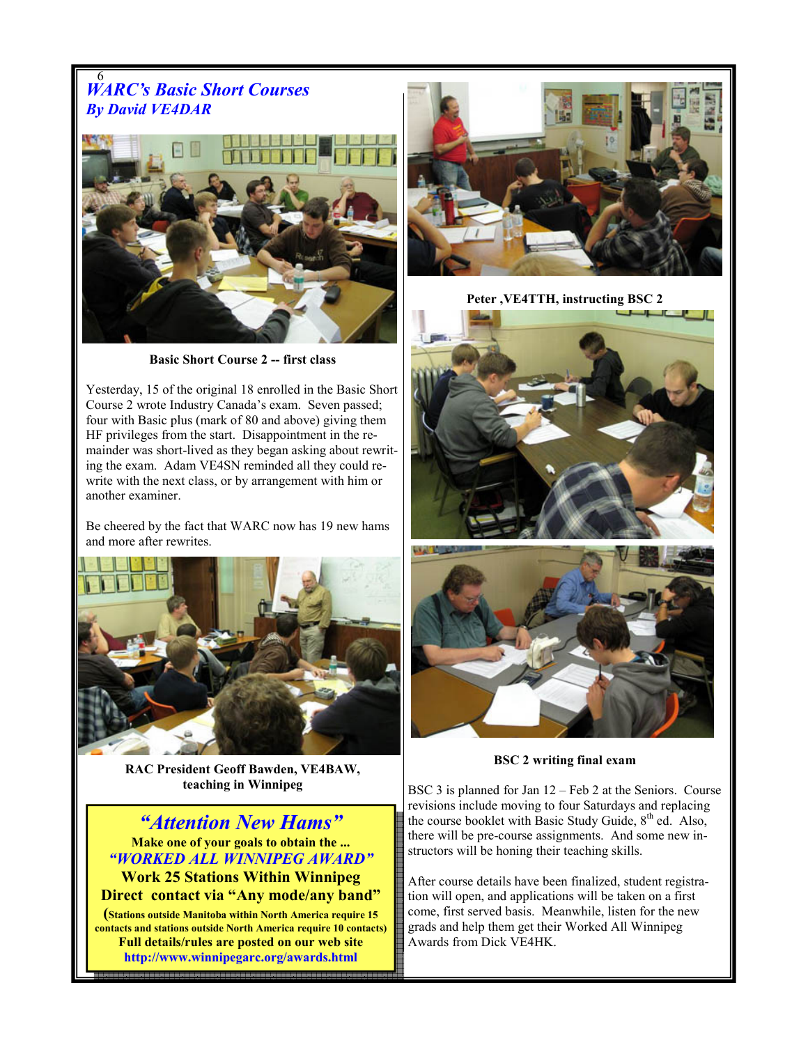# *WARC's Basic Short Courses*

***By David VE4DAR***

**Basic Short Course 2 -- first class**

Yesterday, 15 of the original 18 enrolled in the Basic Short Course 2 wrote Industry Canada's exam. Seven passed; four with Basic plus (mark of 80 and above) giving them HF privileges from the start. Disappointment in the remainder was short-lived as they began asking about rewriting the exam. Adam VE4SN reminded all they could rewrite with the next class, or by arrangement with him or another examiner.

Be cheered by the fact that WARC now has 19 new hams and more after rewrites.

**RAC President Geoff Bawden, VE4BAW, teaching in Winnipeg**

> ## *"Attention New Hams"*
> **Make one of your goals to obtain the ...**
> ***"WORKED ALL WINNIPEG AWARD"***
> **Work 25 Stations Within Winnipeg**
> **Direct contact via "Any mode/any band"**
> **(Stations outside Manitoba within North America require 15 contacts and stations outside North America require 10 contacts)**
> **Full details/rules are posted on our web site**
> **http://www.winnipegarc.org/awards.html**

**Peter ,VE4TTH, instructing BSC 2**

**BSC 2 writing final exam**

BSC 3 is planned for Jan 12 – Feb 2 at the Seniors. Course revisions include moving to four Saturdays and replacing the course booklet with Basic Study Guide, 8th ed. Also, there will be pre-course assignments. And some new instructors will be honing their teaching skills.

After course details have been finalized, student registration will open, and applications will be taken on a first come, first served basis. Meanwhile, listen for the new grads and help them get their Worked All Winnipeg Awards from Dick VE4HK.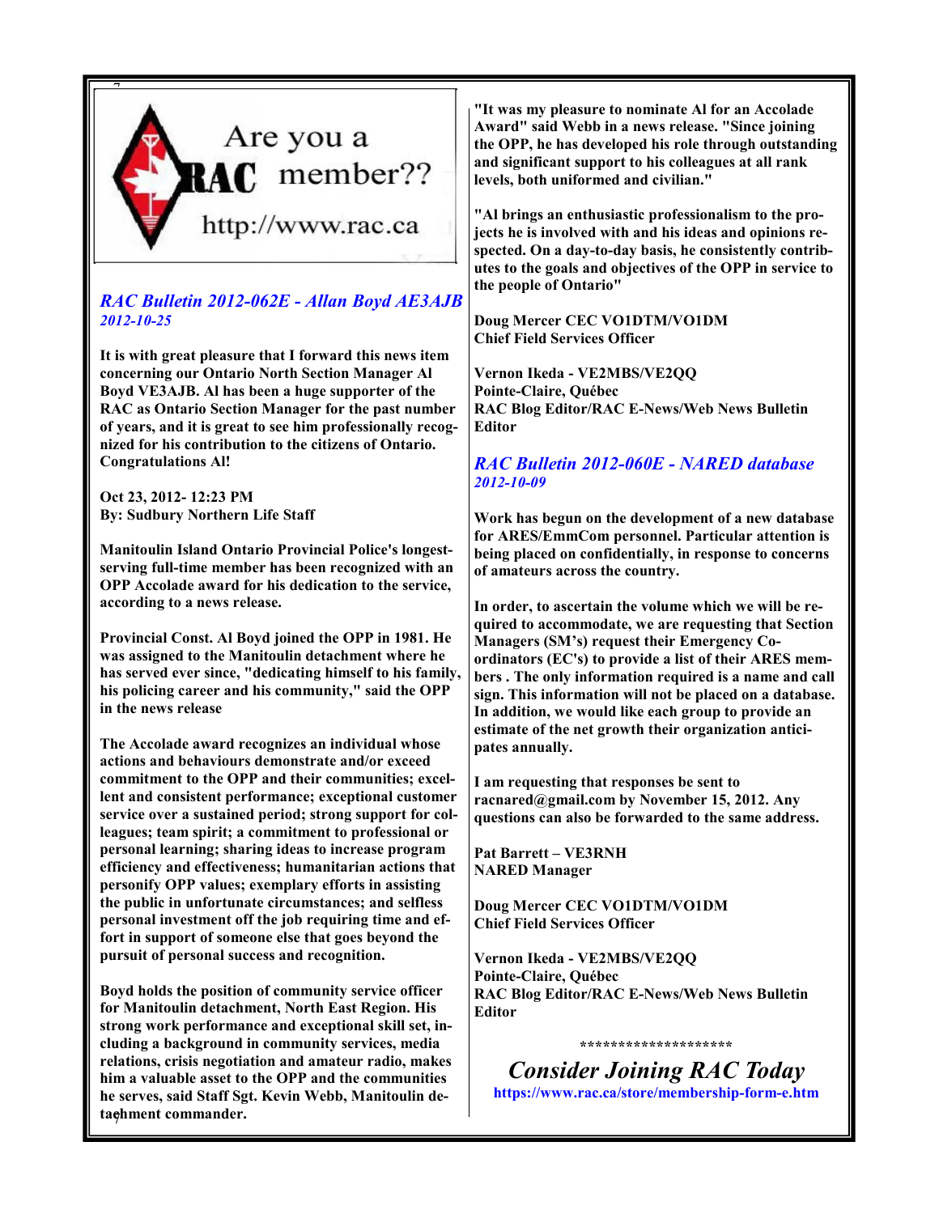Are you a RAC member??

http://www.rac.ca

## *RAC Bulletin 2012-062E - Allan Boyd AE3AJB*

***2012-10-25***

**It is with great pleasure that I forward this news item concerning our Ontario North Section Manager Al Boyd VE3AJB. Al has been a huge supporter of the RAC as Ontario Section Manager for the past number of years, and it is great to see him professionally recognized for his contribution to the citizens of Ontario. Congratulations Al!**

**Oct 23, 2012- 12:23 PM**
**By: Sudbury Northern Life Staff**

**Manitoulin Island Ontario Provincial Police's longest-serving full-time member has been recognized with an OPP Accolade award for his dedication to the service, according to a news release.**

**Provincial Const. Al Boyd joined the OPP in 1981. He was assigned to the Manitoulin detachment where he has served ever since, "dedicating himself to his family, his policing career and his community," said the OPP in the news release**

**The Accolade award recognizes an individual whose actions and behaviours demonstrate and/or exceed commitment to the OPP and their communities; excellent and consistent performance; exceptional customer service over a sustained period; strong support for colleagues; team spirit; a commitment to professional or personal learning; sharing ideas to increase program efficiency and effectiveness; humanitarian actions that personify OPP values; exemplary efforts in assisting the public in unfortunate circumstances; and selfless personal investment off the job requiring time and effort in support of someone else that goes beyond the pursuit of personal success and recognition.**

**Boyd holds the position of community service officer for Manitoulin detachment, North East Region. His strong work performance and exceptional skill set, including a background in community services, media relations, crisis negotiation and amateur radio, makes him a valuable asset to the OPP and the communities he serves, said Staff Sgt. Kevin Webb, Manitoulin detachment commander.**

**"It was my pleasure to nominate Al for an Accolade Award" said Webb in a news release. "Since joining the OPP, he has developed his role through outstanding and significant support to his colleagues at all rank levels, both uniformed and civilian."**

**"Al brings an enthusiastic professionalism to the projects he is involved with and his ideas and opinions respected. On a day-to-day basis, he consistently contributes to the goals and objectives of the OPP in service to the people of Ontario"**

**Doug Mercer CEC VO1DTM/VO1DM**
**Chief Field Services Officer**

**Vernon Ikeda - VE2MBS/VE2QQ**
**Pointe-Claire, Québec**
**RAC Blog Editor/RAC E-News/Web News Bulletin Editor**

## *RAC Bulletin 2012-060E - NARED database*

***2012-10-09***

**Work has begun on the development of a new database for ARES/EmmCom personnel. Particular attention is being placed on confidentially, in response to concerns of amateurs across the country.**

**In order, to ascertain the volume which we will be required to accommodate, we are requesting that Section Managers (SM's) request their Emergency Co-ordinators (EC's) to provide a list of their ARES members . The only information required is a name and call sign. This information will not be placed on a database. In addition, we would like each group to provide an estimate of the net growth their organization anticipates annually.**

**I am requesting that responses be sent to racnared@gmail.com by November 15, 2012. Any questions can also be forwarded to the same address.**

**Pat Barrett – VE3RNH**
**NARED Manager**

**Doug Mercer CEC VO1DTM/VO1DM**
**Chief Field Services Officer**

**Vernon Ikeda - VE2MBS/VE2QQ**
**Pointe-Claire, Québec**
**RAC Blog Editor/RAC E-News/Web News Bulletin Editor**

********************

### *Consider Joining RAC Today*

**https://www.rac.ca/store/membership-form-e.htm**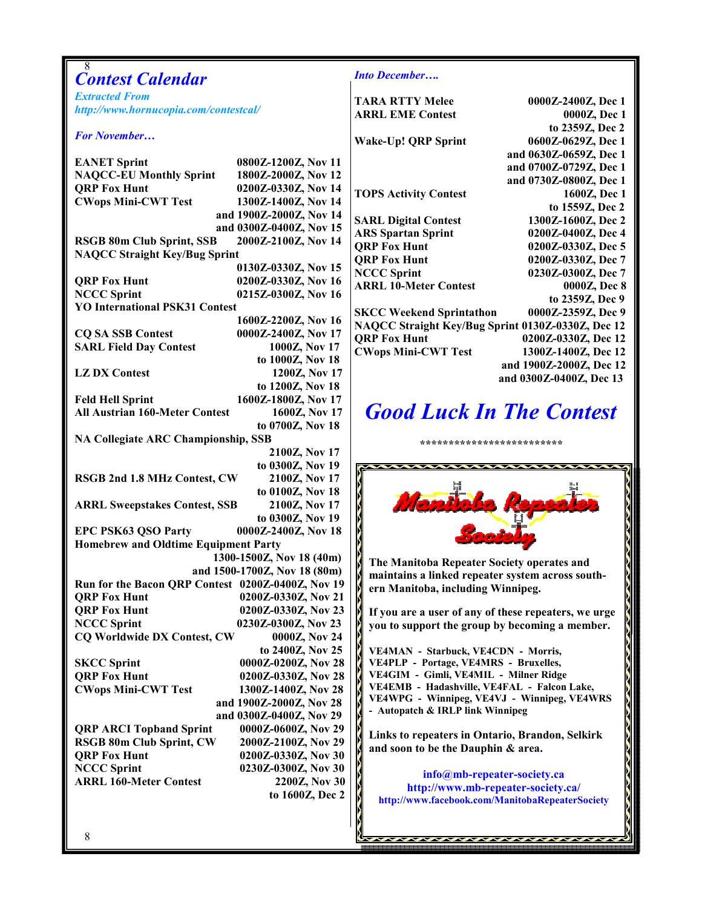# Contest Calendar

*Extracted From http://www.hornucopia.com/contestcal/*

*For November…*

| Contest | Time |
|---|---|
| EANET Sprint | 0800Z-1200Z, Nov 11 |
| NAQCC-EU Monthly Sprint | 1800Z-2000Z, Nov 12 |
| QRP Fox Hunt | 0200Z-0330Z, Nov 14 |
| CWops Mini-CWT Test | 1300Z-1400Z, Nov 14 and 1900Z-2000Z, Nov 14 and 0300Z-0400Z, Nov 15 |
| RSGB 80m Club Sprint, SSB | 2000Z-2100Z, Nov 14 |
| NAQCC Straight Key/Bug Sprint | 0130Z-0330Z, Nov 15 |
| QRP Fox Hunt | 0200Z-0330Z, Nov 16 |
| NCCC Sprint | 0215Z-0300Z, Nov 16 |
| YO International PSK31 Contest | 1600Z-2200Z, Nov 16 |
| CQ SA SSB Contest | 0000Z-2400Z, Nov 17 |
| SARL Field Day Contest | 1000Z, Nov 17 to 1000Z, Nov 18 |
| LZ DX Contest | 1200Z, Nov 17 to 1200Z, Nov 18 |
| Feld Hell Sprint | 1600Z-1800Z, Nov 17 |
| All Austrian 160-Meter Contest | 1600Z, Nov 17 to 0700Z, Nov 18 |
| NA Collegiate ARC Championship, SSB | 2100Z, Nov 17 to 0300Z, Nov 19 |
| RSGB 2nd 1.8 MHz Contest, CW | 2100Z, Nov 17 to 0100Z, Nov 18 |
| ARRL Sweepstakes Contest, SSB | 2100Z, Nov 17 to 0300Z, Nov 19 |
| EPC PSK63 QSO Party | 0000Z-2400Z, Nov 18 |
| Homebrew and Oldtime Equipment Party | 1300-1500Z, Nov 18 (40m) and 1500-1700Z, Nov 18 (80m) |
| Run for the Bacon QRP Contest | 0200Z-0400Z, Nov 19 |
| QRP Fox Hunt | 0200Z-0330Z, Nov 21 |
| QRP Fox Hunt | 0200Z-0330Z, Nov 23 |
| NCCC Sprint | 0230Z-0300Z, Nov 23 |
| CQ Worldwide DX Contest, CW | 0000Z, Nov 24 to 2400Z, Nov 25 |
| SKCC Sprint | 0000Z-0200Z, Nov 28 |
| QRP Fox Hunt | 0200Z-0330Z, Nov 28 |
| CWops Mini-CWT Test | 1300Z-1400Z, Nov 28 and 1900Z-2000Z, Nov 28 and 0300Z-0400Z, Nov 29 |
| QRP ARCI Topband Sprint | 0000Z-0600Z, Nov 29 |
| RSGB 80m Club Sprint, CW | 2000Z-2100Z, Nov 29 |
| QRP Fox Hunt | 0200Z-0330Z, Nov 30 |
| NCCC Sprint | 0230Z-0300Z, Nov 30 |
| ARRL 160-Meter Contest | 2200Z, Nov 30 to 1600Z, Dec 2 |

*Into December….*

| Contest | Time |
|---|---|
| TARA RTTY Melee | 0000Z-2400Z, Dec 1 |
| ARRL EME Contest | 0000Z, Dec 1 to 2359Z, Dec 2 |
| Wake-Up! QRP Sprint | 0600Z-0629Z, Dec 1 and 0630Z-0659Z, Dec 1 and 0700Z-0729Z, Dec 1 and 0730Z-0800Z, Dec 1 |
| TOPS Activity Contest | 1600Z, Dec 1 to 1559Z, Dec 2 |
| SARL Digital Contest | 1300Z-1600Z, Dec 2 |
| ARS Spartan Sprint | 0200Z-0400Z, Dec 4 |
| QRP Fox Hunt | 0200Z-0330Z, Dec 5 |
| QRP Fox Hunt | 0200Z-0330Z, Dec 7 |
| NCCC Sprint | 0230Z-0300Z, Dec 7 |
| ARRL 10-Meter Contest | 0000Z, Dec 8 to 2359Z, Dec 9 |
| SKCC Weekend Sprintathon | 0000Z-2359Z, Dec 9 |
| NAQCC Straight Key/Bug Sprint | 0130Z-0330Z, Dec 12 |
| QRP Fox Hunt | 0200Z-0330Z, Dec 12 |
| CWops Mini-CWT Test | 1300Z-1400Z, Dec 12 and 1900Z-2000Z, Dec 12 and 0300Z-0400Z, Dec 13 |

## *Good Luck In The Contest*

\*\*\*\*\*\*\*\*\*\*\*\*\*\*\*\*\*\*\*\*\*\*\*\*\*

## Manitoba Repeater Society

**The Manitoba Repeater Society operates and maintains a linked repeater system across southern Manitoba, including Winnipeg.**

**If you are a user of any of these repeaters, we urge you to support the group by becoming a member.**

**VE4MAN - Starbuck, VE4CDN - Morris, VE4PLP - Portage, VE4MRS - Bruxelles, VE4GIM - Gimli, VE4MIL - Milner Ridge VE4EMB - Hadashville, VE4FAL - Falcon Lake, VE4WPG - Winnipeg, VE4VJ - Winnipeg, VE4WRS - Autopatch & IRLP link Winnipeg**

**Links to repeaters in Ontario, Brandon, Selkirk and soon to be the Dauphin & area.**

**info@mb-repeater-society.ca**
**http://www.mb-repeater-society.ca/**
**http://www.facebook.com/ManitobaRepeaterSociety**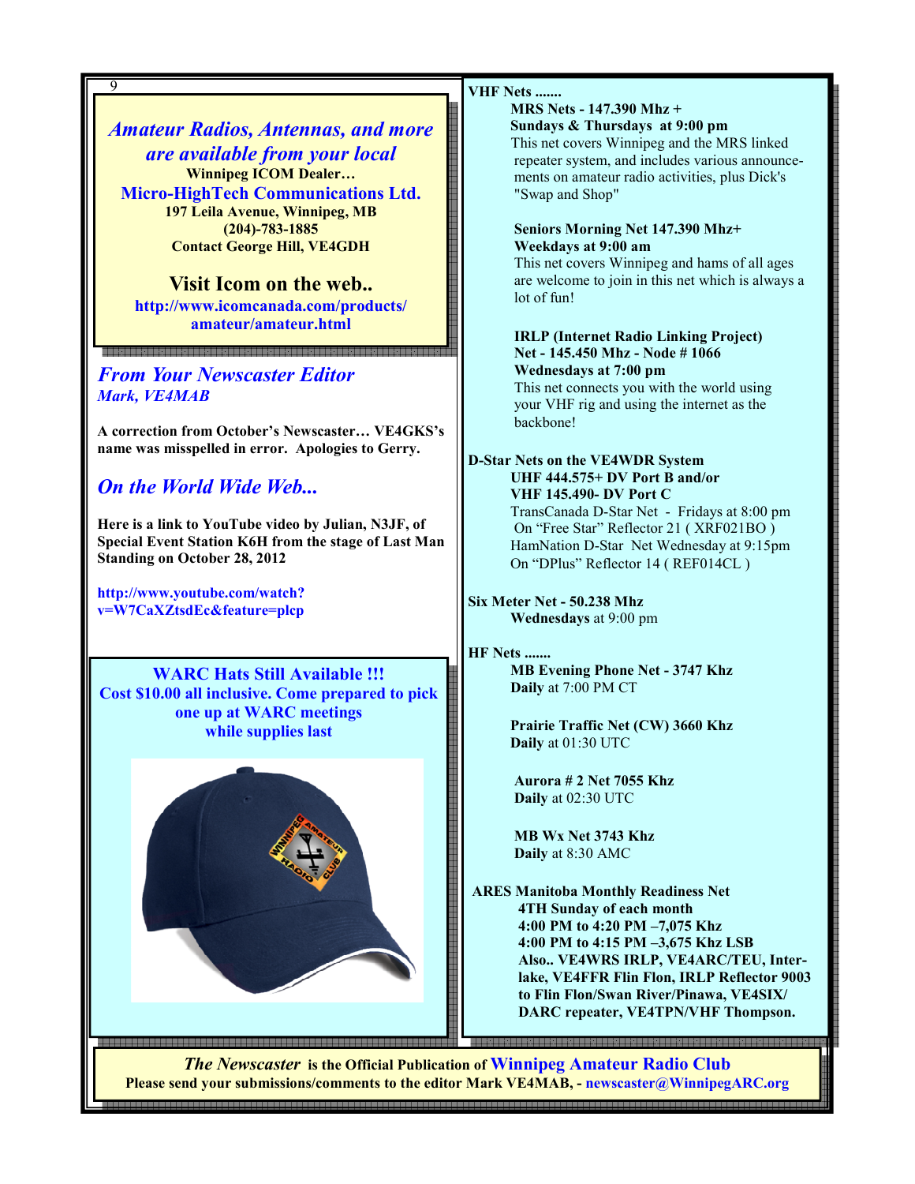*Amateur Radios, Antennas, and more are available from your local*

**Winnipeg ICOM Dealer…**

**Micro-HighTech Communications Ltd.**

**197 Leila Avenue, Winnipeg, MB**

**(204)-783-1885**

**Contact George Hill, VE4GDH**

## Visit Icom on the web..

**http://www.icomcanada.com/products/amateur/amateur.html**

## *From Your Newscaster Editor*

***Mark, VE4MAB***

**A correction from October's Newscaster… VE4GKS's name was misspelled in error. Apologies to Gerry.**

## *On the World Wide Web...*

**Here is a link to YouTube video by Julian, N3JF, of Special Event Station K6H from the stage of Last Man Standing on October 28, 2012**

**http://www.youtube.com/watch?v=W7CaXZtsdEc&feature=plcp**

**WARC Hats Still Available !!!**

**Cost $10.00 all inclusive. Come prepared to pick one up at WARC meetings while supplies last**

**VHF Nets .......**

**MRS Nets - 147.390 Mhz +**
**Sundays & Thursdays at 9:00 pm**
This net covers Winnipeg and the MRS linked repeater system, and includes various announcements on amateur radio activities, plus Dick's "Swap and Shop"

**Seniors Morning Net 147.390 Mhz+**
**Weekdays at 9:00 am**
This net covers Winnipeg and hams of all ages are welcome to join in this net which is always a lot of fun!

**IRLP (Internet Radio Linking Project)**
**Net - 145.450 Mhz - Node # 1066**
**Wednesdays at 7:00 pm**
This net connects you with the world using your VHF rig and using the internet as the backbone!

**D-Star Nets on the VE4WDR System**

**UHF 444.575+ DV Port B and/or**
**VHF 145.490- DV Port C**
TransCanada D-Star Net - Fridays at 8:00 pm
On "Free Star" Reflector 21 ( XRF021BO )
HamNation D-Star Net Wednesday at 9:15pm
On "DPlus" Reflector 14 ( REF014CL )

**Six Meter Net - 50.238 Mhz**
**Wednesdays** at 9:00 pm

**HF Nets .......**

**MB Evening Phone Net - 3747 Khz**
**Daily** at 7:00 PM CT

**Prairie Traffic Net (CW) 3660 Khz**
**Daily** at 01:30 UTC

**Aurora # 2 Net 7055 Khz**
**Daily** at 02:30 UTC

**MB Wx Net 3743 Khz**
**Daily** at 8:30 AMC

**ARES Manitoba Monthly Readiness Net**
**4TH Sunday of each month**
**4:00 PM to 4:20 PM –7,075 Khz**
**4:00 PM to 4:15 PM –3,675 Khz LSB**
**Also.. VE4WRS IRLP, VE4ARC/TEU, Interlake, VE4FFR Flin Flon, IRLP Reflector 9003 to Flin Flon/Swan River/Pinawa, VE4SIX/DARC repeater, VE4TPN/VHF Thompson.**

***The Newscaster*** **is the Official Publication of Winnipeg Amateur Radio Club**
**Please send your submissions/comments to the editor Mark VE4MAB, - newscaster@WinnipegARC.org**